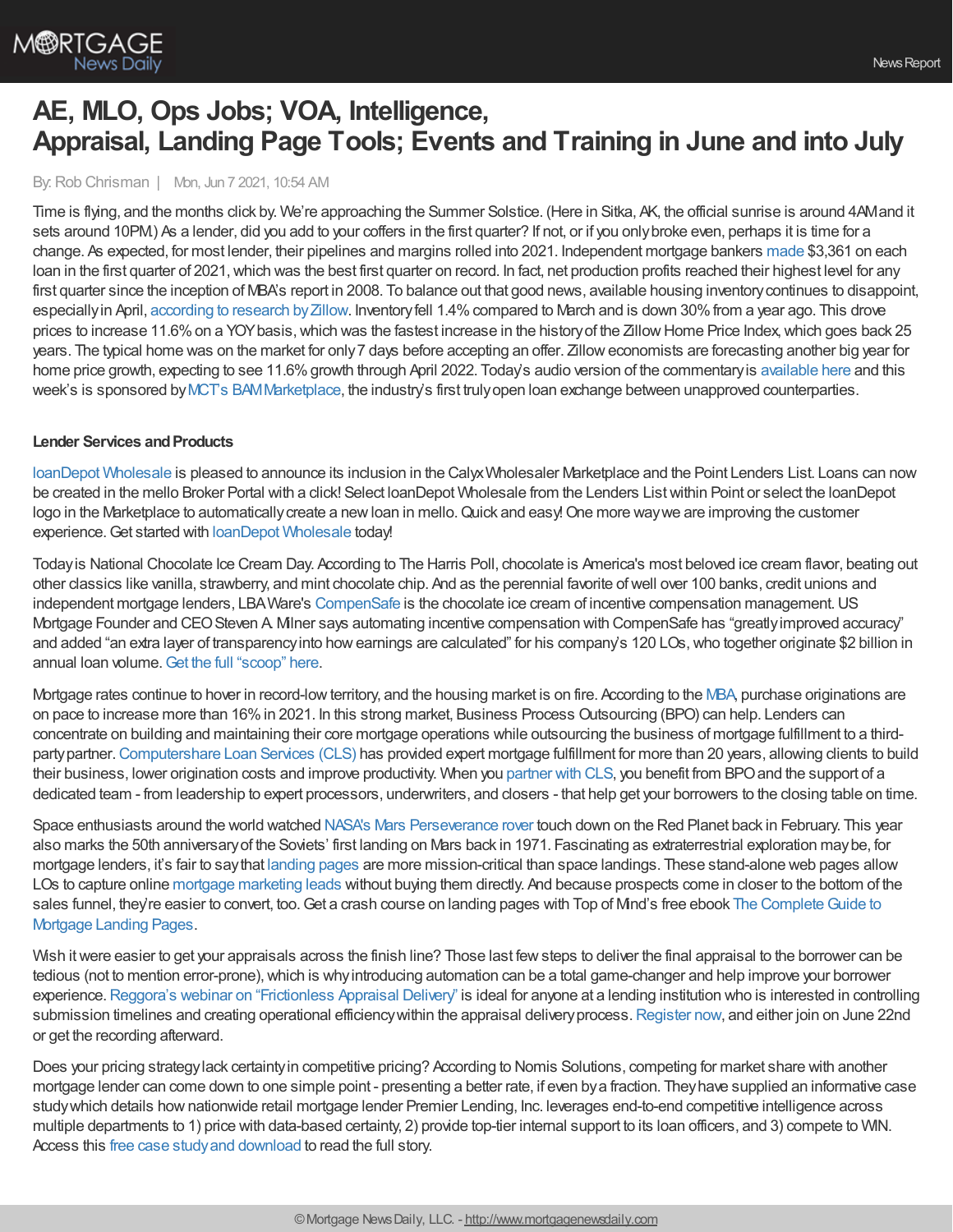# AE, MLO, Ops Jobs; VOA, Intelligence, Appraisal, Landing Page Tools; Events and Training in June and into July

By: Rob Chrisman | Mon, Jun 7 2021, 10:54 AM

Time is flying, and the months click by. We're approaching the Summer Solstice. (Here in Sitka, AK, the official sunrise is around 4AM and it sets around 10PM.) As a lender, did you add to your coffers in the first quarter? If not, or if you only broke even, perhaps it is time for a change. As expected, for most lender, their pipelines and margins rolled into 2021. Independent mortgage bankers made $3,361 on each loan in the first quarter of 2021, which was the best first quarter on record. In fact, net production profits reached their highest level for any first quarter since the inception of MBA's report in 2008. To balance out that good news, available housing inventory continues to disappoint, especially in April, according to research by Zillow. Inventory fell 1.4% compared to March and is down 30% from a year ago. This drove prices to increase 11.6% on a YOY basis, which was the fastest increase in the history of the Zillow Home Price Index, which goes back 25 years. The typical home was on the market for only 7 days before accepting an offer. Zillow economists are forecasting another big year for home price growth, expecting to see 11.6% growth through April 2022. Today's audio version of the commentary is available here and this week's is sponsored by MCT's BAM Marketplace, the industry's first truly open loan exchange between unapproved counterparties.

**Lender Services and Products**

loanDepot Wholesale is pleased to announce its inclusion in the Calyx Wholesaler Marketplace and the Point Lenders List. Loans can now be created in the mello Broker Portal with a click! Select loanDepot Wholesale from the Lenders List within Point or select the loanDepot logo in the Marketplace to automatically create a new loan in mello. Quick and easy! One more way we are improving the customer experience. Get started with loanDepot Wholesale today!

Today is National Chocolate Ice Cream Day. According to The Harris Poll, chocolate is America's most beloved ice cream flavor, beating out other classics like vanilla, strawberry, and mint chocolate chip. And as the perennial favorite of well over 100 banks, credit unions and independent mortgage lenders, LBA Ware's CompenSafe is the chocolate ice cream of incentive compensation management. US Mortgage Founder and CEO Steven A. Milner says automating incentive compensation with CompenSafe has "greatly improved accuracy" and added "an extra layer of transparency into how earnings are calculated" for his company's 120 LOs, who together originate $2 billion in annual loan volume. Get the full "scoop" here.

Mortgage rates continue to hover in record-low territory, and the housing market is on fire. According to the MBA, purchase originations are on pace to increase more than 16% in 2021. In this strong market, Business Process Outsourcing (BPO) can help. Lenders can concentrate on building and maintaining their core mortgage operations while outsourcing the business of mortgage fulfillment to a third-party partner. Computershare Loan Services (CLS) has provided expert mortgage fulfillment for more than 20 years, allowing clients to build their business, lower origination costs and improve productivity. When you partner with CLS, you benefit from BPO and the support of a dedicated team - from leadership to expert processors, underwriters, and closers - that help get your borrowers to the closing table on time.

Space enthusiasts around the world watched NASA's Mars Perseverance rover touch down on the Red Planet back in February. This year also marks the 50th anniversary of the Soviets' first landing on Mars back in 1971. Fascinating as extraterrestrial exploration may be, for mortgage lenders, it's fair to say that landing pages are more mission-critical than space landings. These stand-alone web pages allow LOs to capture online mortgage marketing leads without buying them directly. And because prospects come in closer to the bottom of the sales funnel, they're easier to convert, too. Get a crash course on landing pages with Top of Mind's free ebook The Complete Guide to Mortgage Landing Pages.

Wish it were easier to get your appraisals across the finish line? Those last few steps to deliver the final appraisal to the borrower can be tedious (not to mention error-prone), which is why introducing automation can be a total game-changer and help improve your borrower experience. Reggora's webinar on "Frictionless Appraisal Delivery" is ideal for anyone at a lending institution who is interested in controlling submission timelines and creating operational efficiency within the appraisal delivery process. Register now, and either join on June 22nd or get the recording afterward.

Does your pricing strategy lack certainty in competitive pricing? According to Nomis Solutions, competing for market share with another mortgage lender can come down to one simple point - presenting a better rate, if even by a fraction. They have supplied an informative case study which details how nationwide retail mortgage lender Premier Lending, Inc. leverages end-to-end competitive intelligence across multiple departments to 1) price with data-based certainty, 2) provide top-tier internal support to its loan officers, and 3) compete to WIN. Access this free case study and download to read the full story.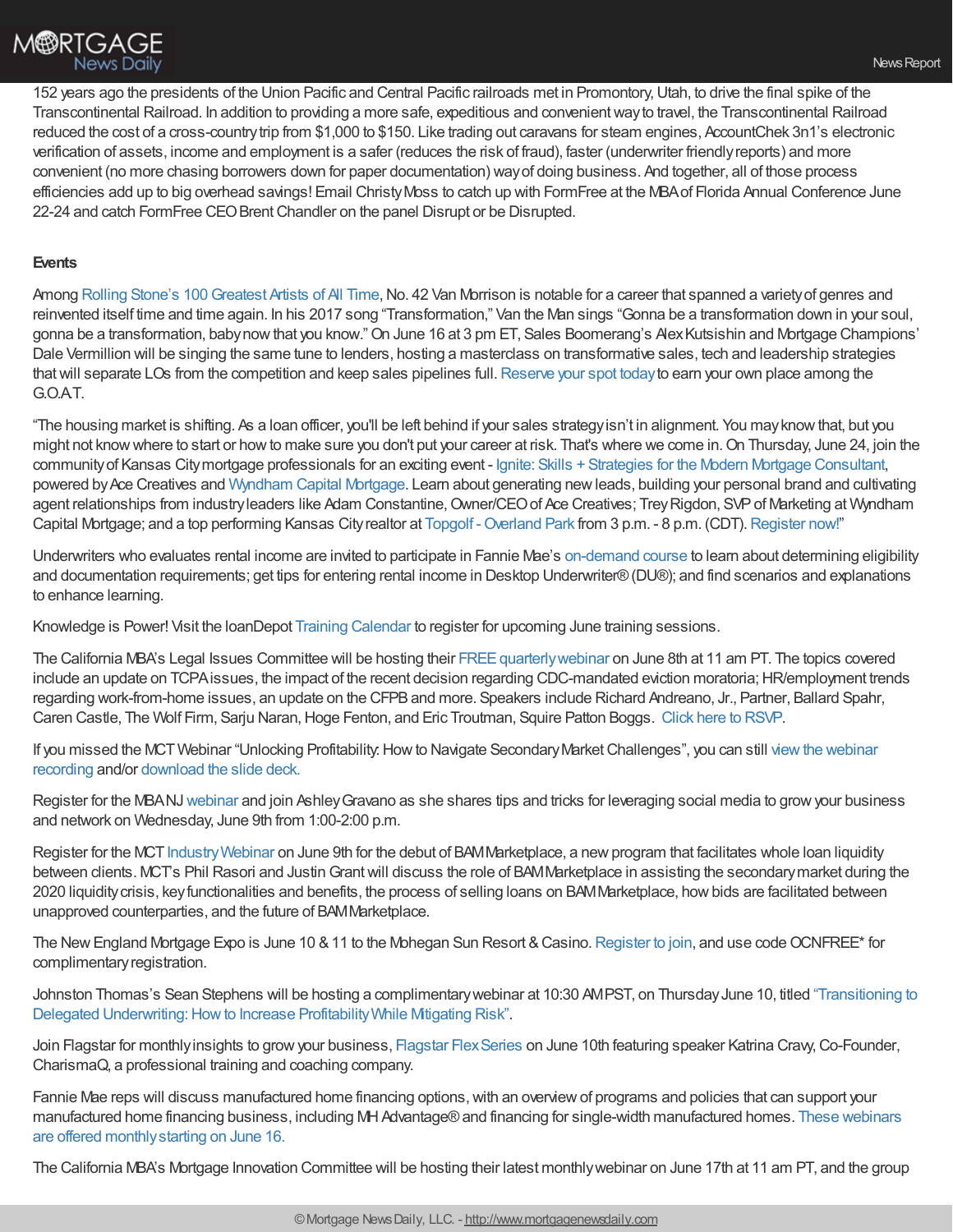152 years ago the presidents of the Union Pacific and Central Pacific railroads met in Promontory, Utah, to drive the final spike of the Transcontinental Railroad. In addition to providing a more safe, expeditious and convenient way to travel, the Transcontinental Railroad reduced the cost of a cross-country trip from $1,000 to $150. Like trading out caravans for steam engines, AccountChek 3n1's electronic verification of assets, income and employment is a safer (reduces the risk of fraud), faster (underwriter friendly reports) and more convenient (no more chasing borrowers down for paper documentation) way of doing business. And together, all of those process efficiencies add up to big overhead savings! Email Christy Moss to catch up with FormFree at the MBA of Florida Annual Conference June 22-24 and catch FormFree CEO Brent Chandler on the panel Disrupt or be Disrupted.

**Events**

Among Rolling Stone's 100 Greatest Artists of All Time, No. 42 Van Morrison is notable for a career that spanned a variety of genres and reinvented itself time and time again. In his 2017 song "Transformation," Van the Man sings "Gonna be a transformation down in your soul, gonna be a transformation, baby now that you know." On June 16 at 3 pm ET, Sales Boomerang's Alex Kutsishin and Mortgage Champions' Dale Vermillion will be singing the same tune to lenders, hosting a masterclass on transformative sales, tech and leadership strategies that will separate LOs from the competition and keep sales pipelines full. Reserve your spot today to earn your own place among the G.O.A.T.

"The housing market is shifting. As a loan officer, you'll be left behind if your sales strategy isn't in alignment. You may know that, but you might not know where to start or how to make sure you don't put your career at risk. That's where we come in. On Thursday, June 24, join the community of Kansas City mortgage professionals for an exciting event - Ignite: Skills + Strategies for the Modern Mortgage Consultant, powered by Ace Creatives and Wyndham Capital Mortgage. Learn about generating new leads, building your personal brand and cultivating agent relationships from industry leaders like Adam Constantine, Owner/CEO of Ace Creatives; Trey Rigdon, SVP of Marketing at Wyndham Capital Mortgage; and a top performing Kansas City realtor at Topgolf - Overland Park from 3 p.m. - 8 p.m. (CDT). Register now!"

Underwriters who evaluates rental income are invited to participate in Fannie Mae's on-demand course to learn about determining eligibility and documentation requirements; get tips for entering rental income in Desktop Underwriter® (DU®); and find scenarios and explanations to enhance learning.

Knowledge is Power! Visit the loanDepot Training Calendar to register for upcoming June training sessions.

The California MBA's Legal Issues Committee will be hosting their FREE quarterly webinar on June 8th at 11 am PT. The topics covered include an update on TCPA issues, the impact of the recent decision regarding CDC-mandated eviction moratoria; HR/employment trends regarding work-from-home issues, an update on the CFPB and more. Speakers include Richard Andreano, Jr., Partner, Ballard Spahr, Caren Castle, The Wolf Firm, Sarju Naran, Hoge Fenton, and Eric Troutman, Squire Patton Boggs. Click here to RSVP.

If you missed the MCT Webinar "Unlocking Profitability: How to Navigate Secondary Market Challenges", you can still view the webinar recording and/or download the slide deck.

Register for the MBANJ webinar and join Ashley Gravano as she shares tips and tricks for leveraging social media to grow your business and network on Wednesday, June 9th from 1:00-2:00 p.m.

Register for the MCT Industry Webinar on June 9th for the debut of BAM Marketplace, a new program that facilitates whole loan liquidity between clients. MCT's Phil Rasori and Justin Grant will discuss the role of BAM Marketplace in assisting the secondary market during the 2020 liquidity crisis, key functionalities and benefits, the process of selling loans on BAM Marketplace, how bids are facilitated between unapproved counterparties, and the future of BAM Marketplace.

The New England Mortgage Expo is June 10 & 11 to the Mohegan Sun Resort & Casino. Register to join, and use code OCNFREE* for complimentary registration.

Johnston Thomas's Sean Stephens will be hosting a complimentary webinar at 10:30 AM PST, on Thursday June 10, titled "Transitioning to Delegated Underwriting: How to Increase Profitability While Mitigating Risk".

Join Flagstar for monthly insights to grow your business, Flagstar Flex Series on June 10th featuring speaker Katrina Cravy, Co-Founder, CharismaQ, a professional training and coaching company.

Fannie Mae reps will discuss manufactured home financing options, with an overview of programs and policies that can support your manufactured home financing business, including MH Advantage® and financing for single-width manufactured homes. These webinars are offered monthly starting on June 16.

The California MBA's Mortgage Innovation Committee will be hosting their latest monthly webinar on June 17th at 11 am PT, and the group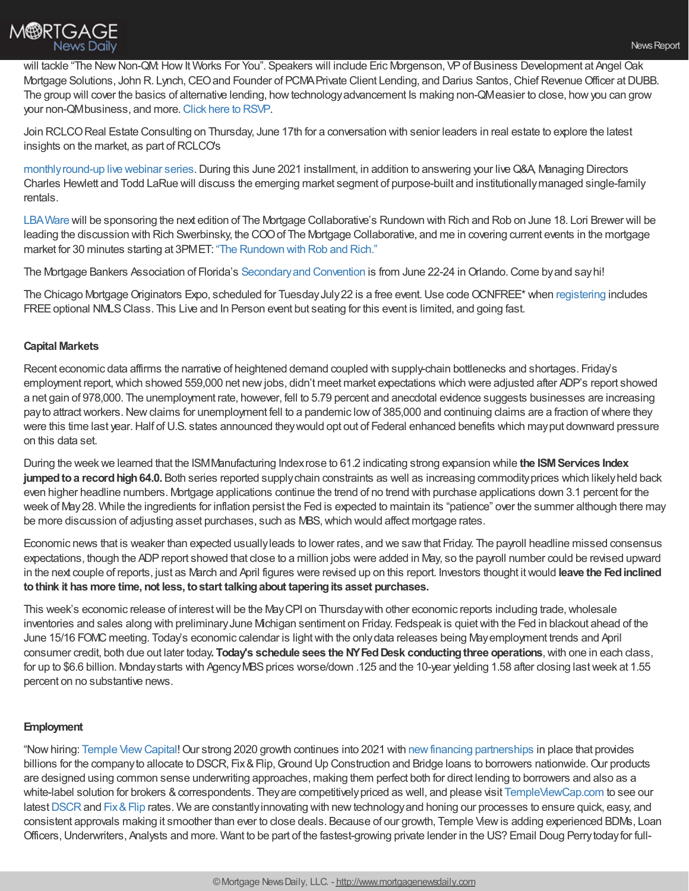will tackle "The New Non-QM: How It Works For You". Speakers will include Eric Morgenson, VP of Business Development at Angel Oak Mortgage Solutions, John R. Lynch, CEO and Founder of PCMA Private Client Lending, and Darius Santos, Chief Revenue Officer at DUBB. The group will cover the basics of alternative lending, how technology advancement Is making non-QM easier to close, how you can grow your non-QM business, and more. Click here to RSVP.

Join RCLCO Real Estate Consulting on Thursday, June 17th for a conversation with senior leaders in real estate to explore the latest insights on the market, as part of RCLCO's

monthly round-up live webinar series. During this June 2021 installment, in addition to answering your live Q&A, Managing Directors Charles Hewlett and Todd LaRue will discuss the emerging market segment of purpose-built and institutionally managed single-family rentals.

LBA Ware will be sponsoring the next edition of The Mortgage Collaborative's Rundown with Rich and Rob on June 18. Lori Brewer will be leading the discussion with Rich Swerbinsky, the COO of The Mortgage Collaborative, and me in covering current events in the mortgage market for 30 minutes starting at 3PM ET: "The Rundown with Rob and Rich."

The Mortgage Bankers Association of Florida's Secondary and Convention is from June 22-24 in Orlando. Come by and say hi!

The Chicago Mortgage Originators Expo, scheduled for Tuesday July 22 is a free event. Use code OCNFREE* when registering includes FREE optional NMLS Class. This Live and In Person event but seating for this event is limited, and going fast.

**Capital Markets**

Recent economic data affirms the narrative of heightened demand coupled with supply-chain bottlenecks and shortages. Friday's employment report, which showed 559,000 net new jobs, didn't meet market expectations which were adjusted after ADP's report showed a net gain of 978,000. The unemployment rate, however, fell to 5.79 percent and anecdotal evidence suggests businesses are increasing pay to attract workers. New claims for unemployment fell to a pandemic low of 385,000 and continuing claims are a fraction of where they were this time last year. Half of U.S. states announced they would opt out of Federal enhanced benefits which may put downward pressure on this data set.

During the week we learned that the ISM Manufacturing Index rose to 61.2 indicating strong expansion while **the ISM Services Index jumped to a record high 64.0.** Both series reported supply chain constraints as well as increasing commodity prices which likely held back even higher headline numbers. Mortgage applications continue the trend of no trend with purchase applications down 3.1 percent for the week of May 28. While the ingredients for inflation persist the Fed is expected to maintain its "patience" over the summer although there may be more discussion of adjusting asset purchases, such as MBS, which would affect mortgage rates.

Economic news that is weaker than expected usually leads to lower rates, and we saw that Friday. The payroll headline missed consensus expectations, though the ADP report showed that close to a million jobs were added in May, so the payroll number could be revised upward in the next couple of reports, just as March and April figures were revised up on this report. Investors thought it would **leave the Fed inclined to think it has more time, not less, to start talking about tapering its asset purchases.**

This week's economic release of interest will be the May CPI on Thursday with other economic reports including trade, wholesale inventories and sales along with preliminary June Michigan sentiment on Friday. Fedspeak is quiet with the Fed in blackout ahead of the June 15/16 FOMC meeting. Today's economic calendar is light with the only data releases being May employment trends and April consumer credit, both due out later today**. Today's schedule sees the NY Fed Desk conducting three operations**, with one in each class, for up to $6.6 billion. Monday starts with Agency MBS prices worse/down .125 and the 10-year yielding 1.58 after closing last week at 1.55 percent on no substantive news.

**Employment**

"Now hiring: Temple View Capital! Our strong 2020 growth continues into 2021 with new financing partnerships in place that provides billions for the company to allocate to DSCR, Fix & Flip, Ground Up Construction and Bridge loans to borrowers nationwide. Our products are designed using common sense underwriting approaches, making them perfect both for direct lending to borrowers and also as a white-label solution for brokers & correspondents. They are competitively priced as well, and please visit TempleViewCap.com to see our latest DSCR and Fix & Flip rates. We are constantly innovating with new technology and honing our processes to ensure quick, easy, and consistent approvals making it smoother than ever to close deals. Because of our growth, Temple View is adding experienced BDMs, Loan Officers, Underwriters, Analysts and more. Want to be part of the fastest-growing private lender in the US? Email Doug Perry today for full-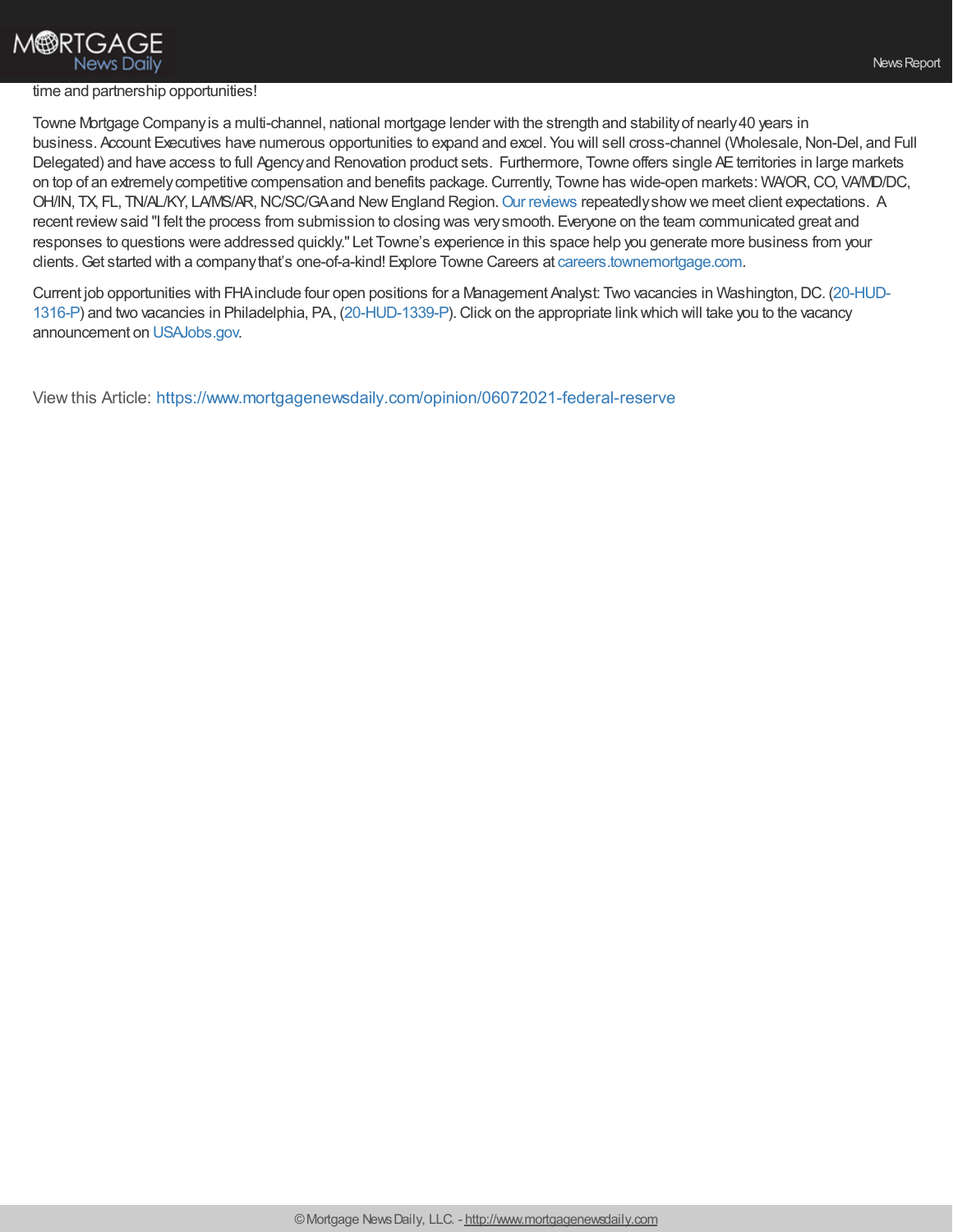time and partnership opportunities!

Towne Mortgage Company is a multi-channel, national mortgage lender with the strength and stability of nearly 40 years in business. Account Executives have numerous opportunities to expand and excel. You will sell cross-channel (Wholesale, Non-Del, and Full Delegated) and have access to full Agency and Renovation product sets. Furthermore, Towne offers single AE territories in large markets on top of an extremely competitive compensation and benefits package. Currently, Towne has wide-open markets: WA/OR, CO, VA/MD/DC, OH/IN, TX, FL, TN/AL/KY, LA/MS/AR, NC/SC/GA and New England Region. Our reviews repeatedly show we meet client expectations. A recent review said "I felt the process from submission to closing was very smooth. Everyone on the team communicated great and responses to questions were addressed quickly." Let Towne's experience in this space help you generate more business from your clients. Get started with a company that's one-of-a-kind! Explore Towne Careers at careers.townemortgage.com.

Current job opportunities with FHA include four open positions for a Management Analyst: Two vacancies in Washington, DC. (20-HUD-1316-P) and two vacancies in Philadelphia, PA, (20-HUD-1339-P). Click on the appropriate link which will take you to the vacancy announcement on USAJobs.gov.

View this Article: https://www.mortgagenewsdaily.com/opinion/06072021-federal-reserve